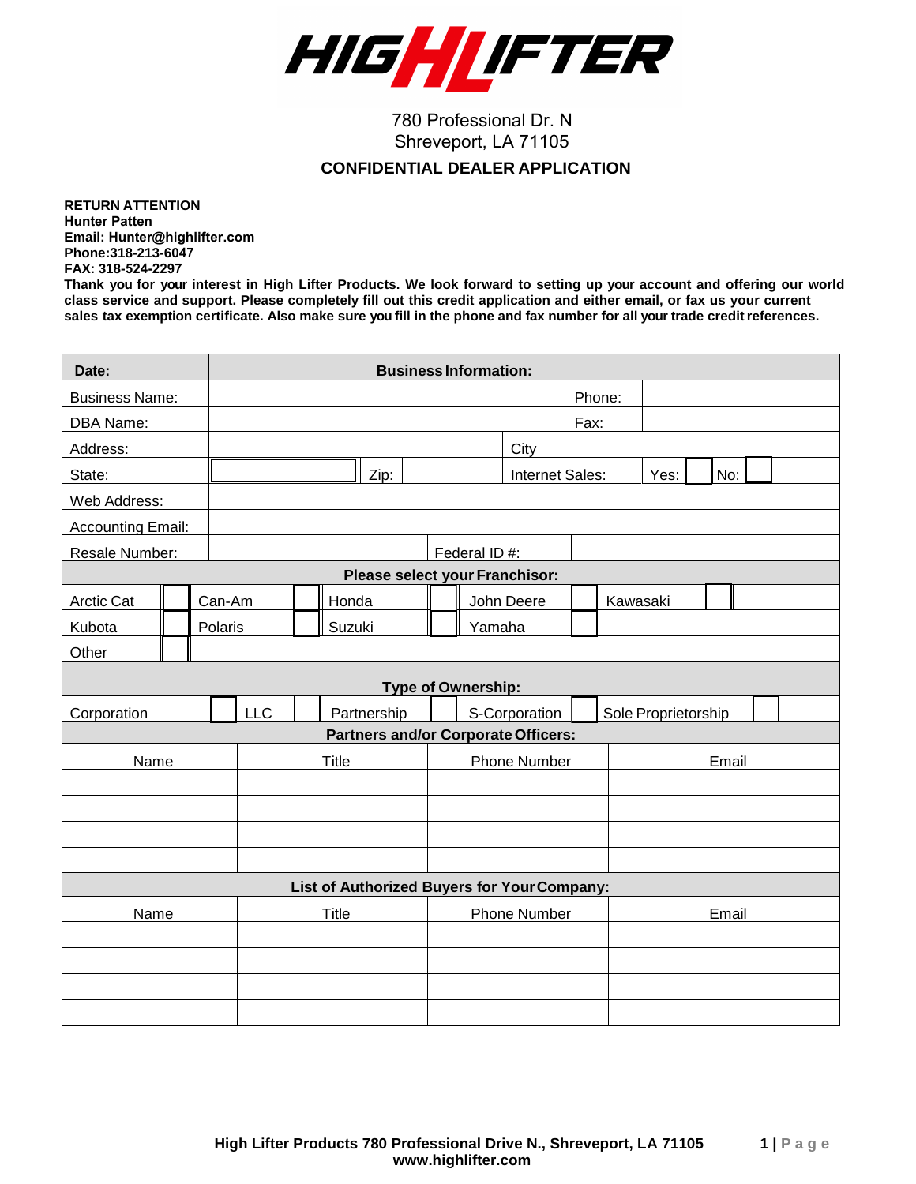# HIGH LIFTER

780 Professional Dr. N
Shreveport, LA 71105

## CONFIDENTIAL DEALER APPLICATION

**RETURN ATTENTION**
**Hunter Patten**
**Email: Hunter@highlifter.com**
**Phone:318-213-6047**
**FAX: 318-524-2297**

**Thank you for your interest in High Lifter Products. We look forward to setting up your account and offering our world class service and support. Please completely fill out this credit application and either email, or fax us your current sales tax exemption certificate. Also make sure you fill in the phone and fax number for all your trade credit references.**

| **Date:** | | **Business Information:** | | | | |
|---|---|---|---|---|---|---|
| Business Name: | | | | | Phone: | |
| DBA Name: | | | | | Fax: | |
| Address: | | | | City | | |
| State: | | Zip: | | Internet Sales: | Yes: ☐ | No: ☐ |
| Web Address: | | | | | | |
| Accounting Email: | | | | | | |
| Resale Number: | | | Federal ID #: | | | |

**Please select your Franchisor:**

| | | | | |
|---|---|---|---|---|
| Arctic Cat ☐ | Can-Am ☐ | Honda ☐ | John Deere ☐ | Kawasaki ☐ |
| Kubota ☐ | Polaris ☐ | Suzuki ☐ | Yamaha ☐ | |
| Other ☐ | | | | |

**Type of Ownership:**

| | | | | |
|---|---|---|---|---|
| Corporation ☐ | LLC ☐ | Partnership ☐ | S-Corporation ☐ | Sole Proprietorship ☐ |

**Partners and/or Corporate Officers:**

| Name | Title | Phone Number | Email |
|---|---|---|---|
| | | | |
| | | | |
| | | | |
| | | | |

**List of Authorized Buyers for Your Company:**

| Name | Title | Phone Number | Email |
|---|---|---|---|
| | | | |
| | | | |
| | | | |
| | | | |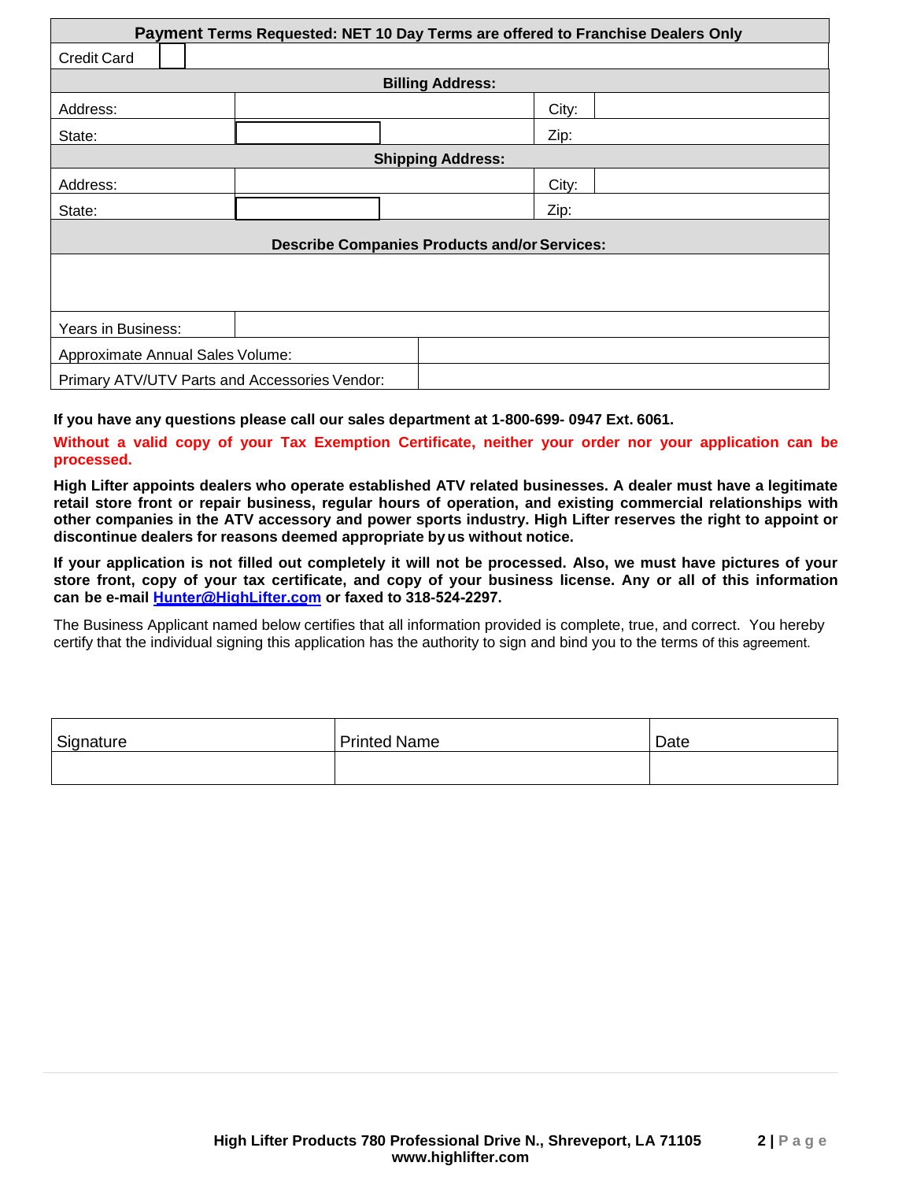| **Payment Terms Requested: NET 10 Day Terms are offered to Franchise Dealers Only** | | | |
|---|---|---|---|
| Credit Card ☐ | | | |
| **Billing Address:** | | | |
| Address: | | City: | |
| State: | | Zip: | |
| **Shipping Address:** | | | |
| Address: | | City: | |
| State: | | Zip: | |
| **Describe Companies Products and/or Services:** | | | |
| | | | |
| Years in Business: | | | |
| Approximate Annual Sales Volume: | | | |
| Primary ATV/UTV Parts and Accessories Vendor: | | | |

**If you have any questions please call our sales department at 1-800-699- 0947 Ext. 6061.**

**Without a valid copy of your Tax Exemption Certificate, neither your order nor your application can be processed.**

**High Lifter appoints dealers who operate established ATV related businesses. A dealer must have a legitimate retail store front or repair business, regular hours of operation, and existing commercial relationships with other companies in the ATV accessory and power sports industry. High Lifter reserves the right to appoint or discontinue dealers for reasons deemed appropriate by us without notice.**

**If your application is not filled out completely it will not be processed. Also, we must have pictures of your store front, copy of your tax certificate, and copy of your business license. Any or all of this information can be e-mail [Hunter@HighLifter.com](mailto:Hunter@HighLifter.com) or faxed to 318-524-2297.**

The Business Applicant named below certifies that all information provided is complete, true, and correct. You hereby certify that the individual signing this application has the authority to sign and bind you to the terms of this agreement.

| Signature | Printed Name | Date |
|---|---|---|
| | | |

**High Lifter Products 780 Professional Drive N., Shreveport, LA 71105**
**www.highlifter.com**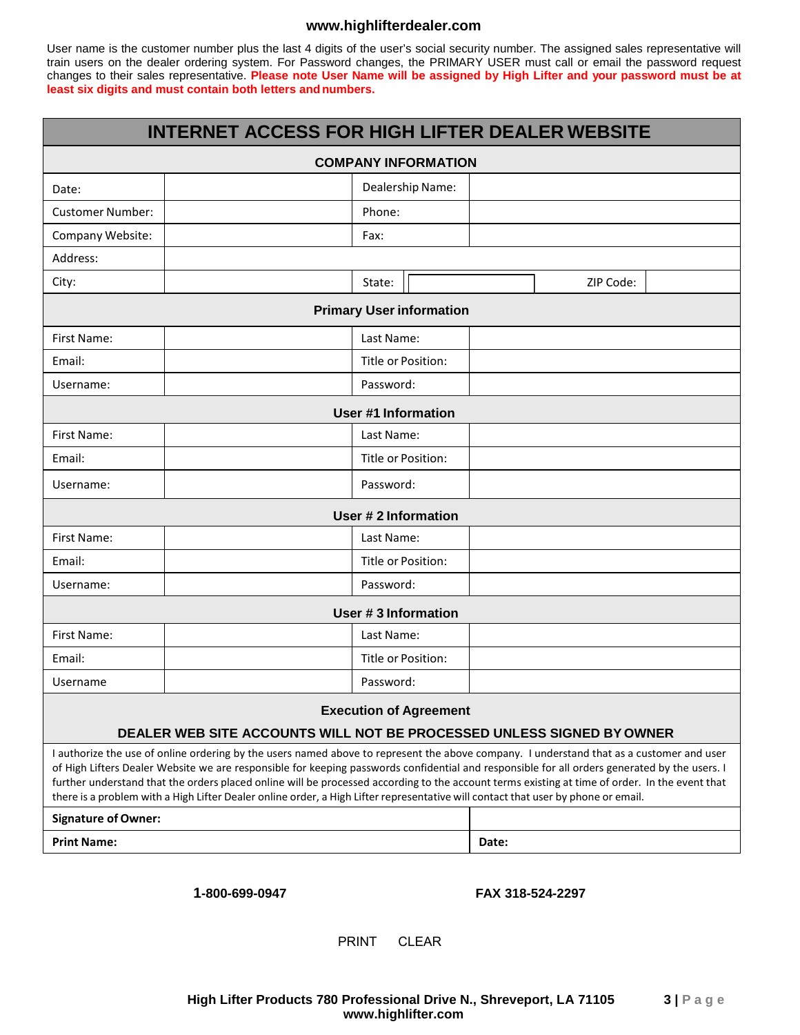**www.highlifterdealer.com**

User name is the customer number plus the last 4 digits of the user's social security number. The assigned sales representative will train users on the dealer ordering system. For Password changes, the PRIMARY USER must call or email the password request changes to their sales representative. **Please note User Name will be assigned by High Lifter and your password must be at least six digits and must contain both letters and numbers.**

# INTERNET ACCESS FOR HIGH LIFTER DEALER WEBSITE

| COMPANY INFORMATION | | | | | |
|---|---|---|---|---|---|
| Date: | | Dealership Name: | | | |
| Customer Number: | | Phone: | | | |
| Company Website: | | Fax: | | | |
| Address: | | | | | |
| City: | | State: | | ZIP Code: | |

| Primary User information | | | |
|---|---|---|---|
| First Name: | | Last Name: | |
| Email: | | Title or Position: | |
| Username: | | Password: | |

| User #1 Information | | | |
|---|---|---|---|
| First Name: | | Last Name: | |
| Email: | | Title or Position: | |
| Username: | | Password: | |

| User # 2 Information | | | |
|---|---|---|---|
| First Name: | | Last Name: | |
| Email: | | Title or Position: | |
| Username: | | Password: | |

| User # 3 Information | | | |
|---|---|---|---|
| First Name: | | Last Name: | |
| Email: | | Title or Position: | |
| Username | | Password: | |

**Execution of Agreement**

**DEALER WEB SITE ACCOUNTS WILL NOT BE PROCESSED UNLESS SIGNED BY OWNER**

I authorize the use of online ordering by the users named above to represent the above company. I understand that as a customer and user of High Lifters Dealer Website we are responsible for keeping passwords confidential and responsible for all orders generated by the users. I further understand that the orders placed online will be processed according to the account terms existing at time of order. In the event that there is a problem with a High Lifter Dealer online order, a High Lifter representative will contact that user by phone or email.

| **Signature of Owner:** | |
|---|---|
| **Print Name:** | **Date:** |

**1-800-699-0947** **FAX 318-524-2297**

PRINT CLEAR

**High Lifter Products 780 Professional Drive N., Shreveport, LA 71105**
**www.highlifter.com**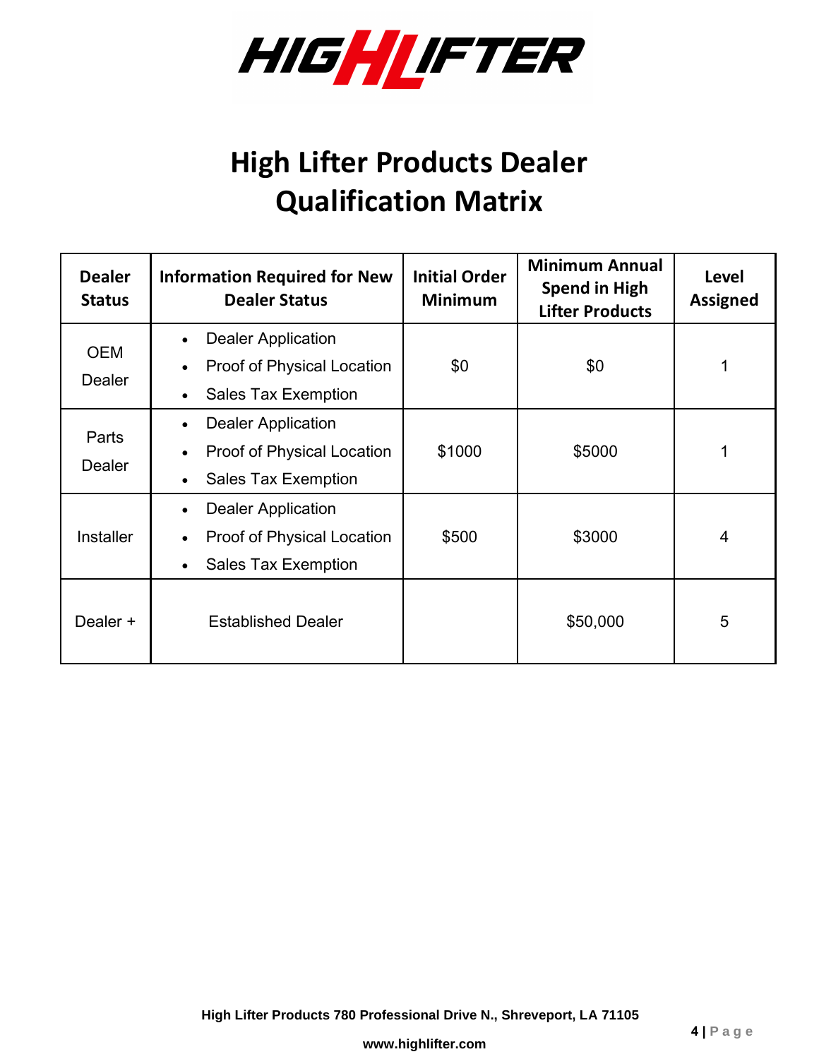# High Lifter Products Dealer Qualification Matrix

| Dealer Status | Information Required for New Dealer Status | Initial Order Minimum | Minimum Annual Spend in High Lifter Products | Level Assigned |
|---|---|---|---|---|
| OEM Dealer | • Dealer Application<br>• Proof of Physical Location<br>• Sales Tax Exemption | $0 | $0 | 1 |
| Parts Dealer | • Dealer Application<br>• Proof of Physical Location<br>• Sales Tax Exemption | $1000 | $5000 | 1 |
| Installer | • Dealer Application<br>• Proof of Physical Location<br>• Sales Tax Exemption | $500 | $3000 | 4 |
| Dealer + | Established Dealer | | $50,000 | 5 |

High Lifter Products 780 Professional Drive N., Shreveport, LA 71105

www.highlifter.com